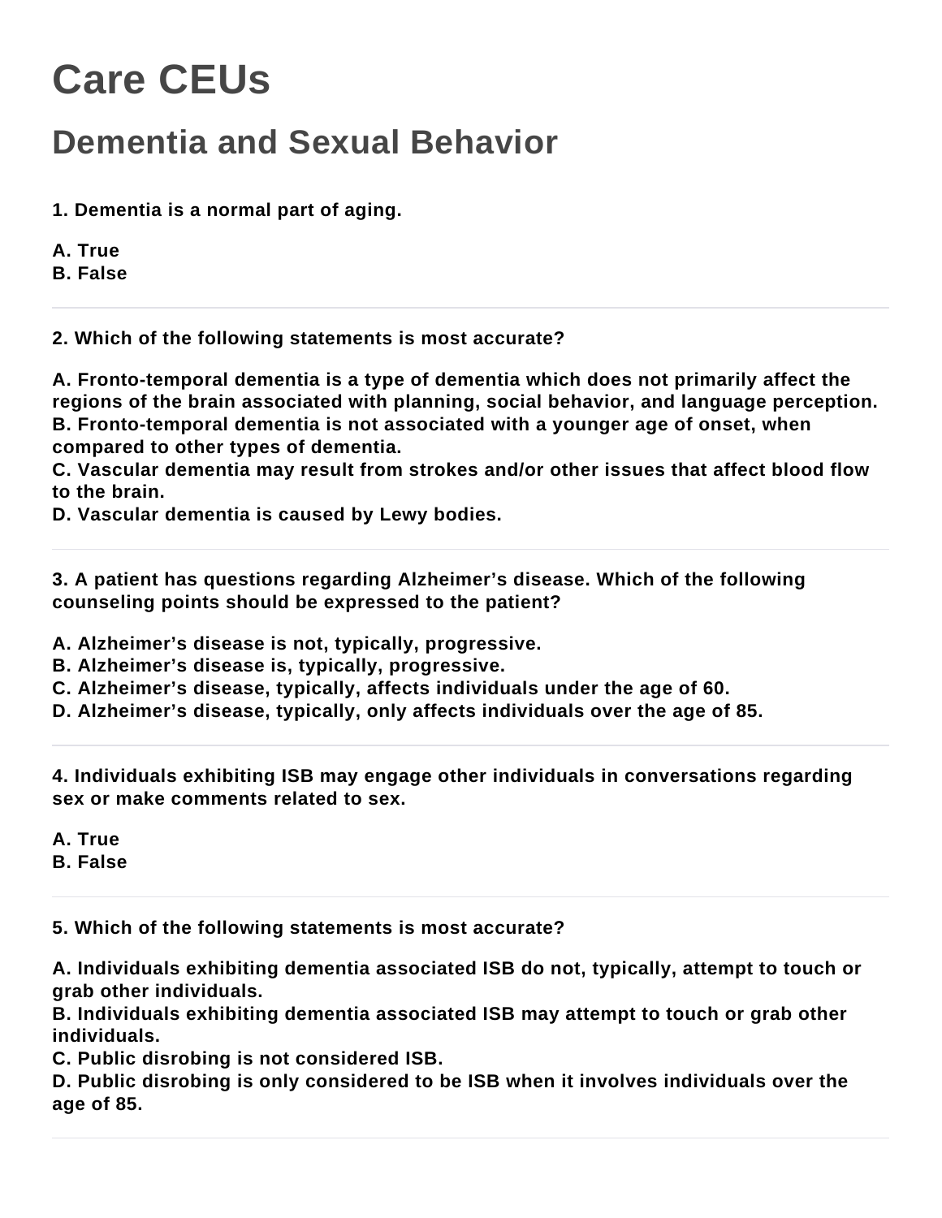# Care CEUs

## Dementia and Sexual Behavior

**1. Dementia is a normal part of aging.**

**A. True**
**B. False**

---

**2. Which of the following statements is most accurate?**

**A. Fronto-temporal dementia is a type of dementia which does not primarily affect the regions of the brain associated with planning, social behavior, and language perception.**
**B. Fronto-temporal dementia is not associated with a younger age of onset, when compared to other types of dementia.**
**C. Vascular dementia may result from strokes and/or other issues that affect blood flow to the brain.**
**D. Vascular dementia is caused by Lewy bodies.**

---

**3. A patient has questions regarding Alzheimer's disease. Which of the following counseling points should be expressed to the patient?**

**A. Alzheimer's disease is not, typically, progressive.**
**B. Alzheimer's disease is, typically, progressive.**
**C. Alzheimer's disease, typically, affects individuals under the age of 60.**
**D. Alzheimer's disease, typically, only affects individuals over the age of 85.**

---

**4. Individuals exhibiting ISB may engage other individuals in conversations regarding sex or make comments related to sex.**

**A. True**
**B. False**

---

**5. Which of the following statements is most accurate?**

**A. Individuals exhibiting dementia associated ISB do not, typically, attempt to touch or grab other individuals.**
**B. Individuals exhibiting dementia associated ISB may attempt to touch or grab other individuals.**
**C. Public disrobing is not considered ISB.**
**D. Public disrobing is only considered to be ISB when it involves individuals over the age of 85.**

---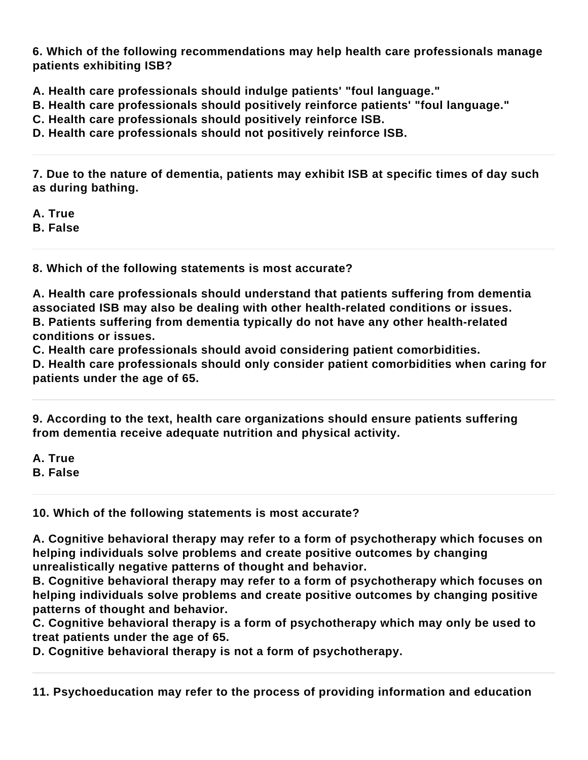**6. Which of the following recommendations may help health care professionals manage patients exhibiting ISB?**

**A. Health care professionals should indulge patients' "foul language."**
**B. Health care professionals should positively reinforce patients' "foul language."**
**C. Health care professionals should positively reinforce ISB.**
**D. Health care professionals should not positively reinforce ISB.**

---

**7. Due to the nature of dementia, patients may exhibit ISB at specific times of day such as during bathing.**

**A. True**
**B. False**

---

**8. Which of the following statements is most accurate?**

**A. Health care professionals should understand that patients suffering from dementia associated ISB may also be dealing with other health-related conditions or issues.**
**B. Patients suffering from dementia typically do not have any other health-related conditions or issues.**
**C. Health care professionals should avoid considering patient comorbidities.**
**D. Health care professionals should only consider patient comorbidities when caring for patients under the age of 65.**

---

**9. According to the text, health care organizations should ensure patients suffering from dementia receive adequate nutrition and physical activity.**

**A. True**
**B. False**

---

**10. Which of the following statements is most accurate?**

**A. Cognitive behavioral therapy may refer to a form of psychotherapy which focuses on helping individuals solve problems and create positive outcomes by changing unrealistically negative patterns of thought and behavior.**
**B. Cognitive behavioral therapy may refer to a form of psychotherapy which focuses on helping individuals solve problems and create positive outcomes by changing positive patterns of thought and behavior.**
**C. Cognitive behavioral therapy is a form of psychotherapy which may only be used to treat patients under the age of 65.**
**D. Cognitive behavioral therapy is not a form of psychotherapy.**

---

**11. Psychoeducation may refer to the process of providing information and education**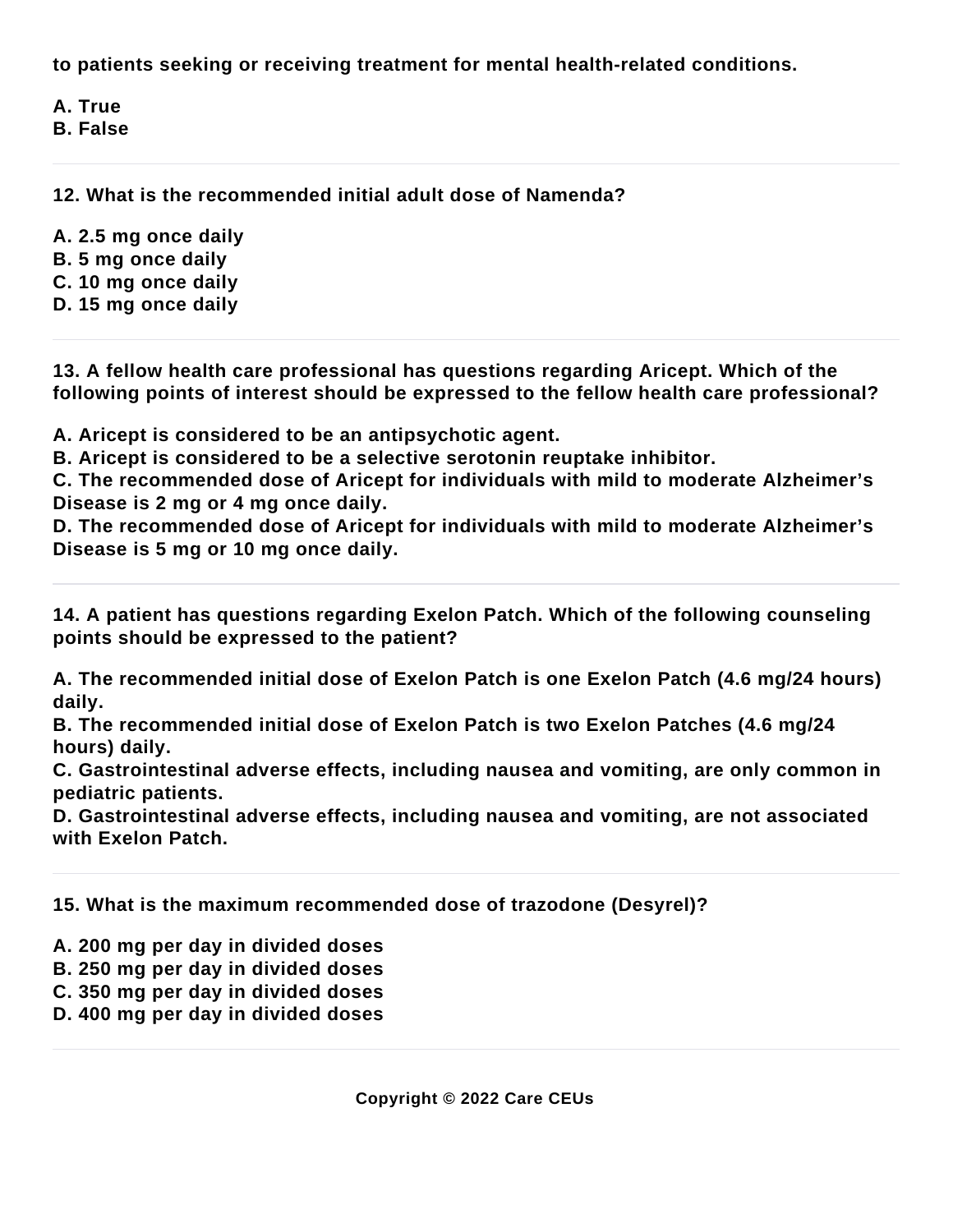**to patients seeking or receiving treatment for mental health-related conditions.**

**A. True**
**B. False**

---

**12. What is the recommended initial adult dose of Namenda?**

**A. 2.5 mg once daily**
**B. 5 mg once daily**
**C. 10 mg once daily**
**D. 15 mg once daily**

---

**13. A fellow health care professional has questions regarding Aricept. Which of the following points of interest should be expressed to the fellow health care professional?**

**A. Aricept is considered to be an antipsychotic agent.**
**B. Aricept is considered to be a selective serotonin reuptake inhibitor.**
**C. The recommended dose of Aricept for individuals with mild to moderate Alzheimer's Disease is 2 mg or 4 mg once daily.**
**D. The recommended dose of Aricept for individuals with mild to moderate Alzheimer's Disease is 5 mg or 10 mg once daily.**

---

**14. A patient has questions regarding Exelon Patch. Which of the following counseling points should be expressed to the patient?**

**A. The recommended initial dose of Exelon Patch is one Exelon Patch (4.6 mg/24 hours) daily.**
**B. The recommended initial dose of Exelon Patch is two Exelon Patches (4.6 mg/24 hours) daily.**
**C. Gastrointestinal adverse effects, including nausea and vomiting, are only common in pediatric patients.**
**D. Gastrointestinal adverse effects, including nausea and vomiting, are not associated with Exelon Patch.**

---

**15. What is the maximum recommended dose of trazodone (Desyrel)?**

**A. 200 mg per day in divided doses**
**B. 250 mg per day in divided doses**
**C. 350 mg per day in divided doses**
**D. 400 mg per day in divided doses**

---

**Copyright © 2022 Care CEUs**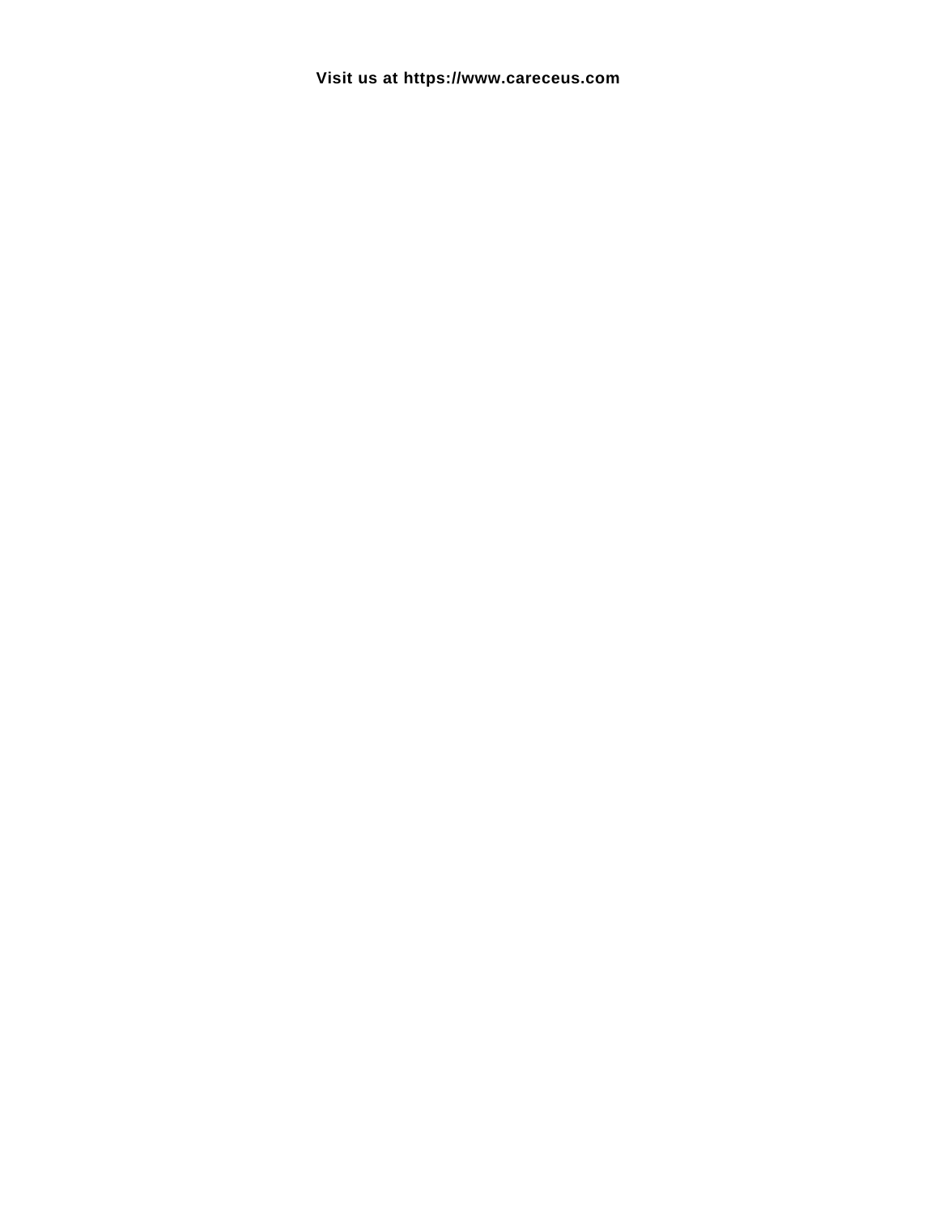**Visit us at https://www.careceus.com**